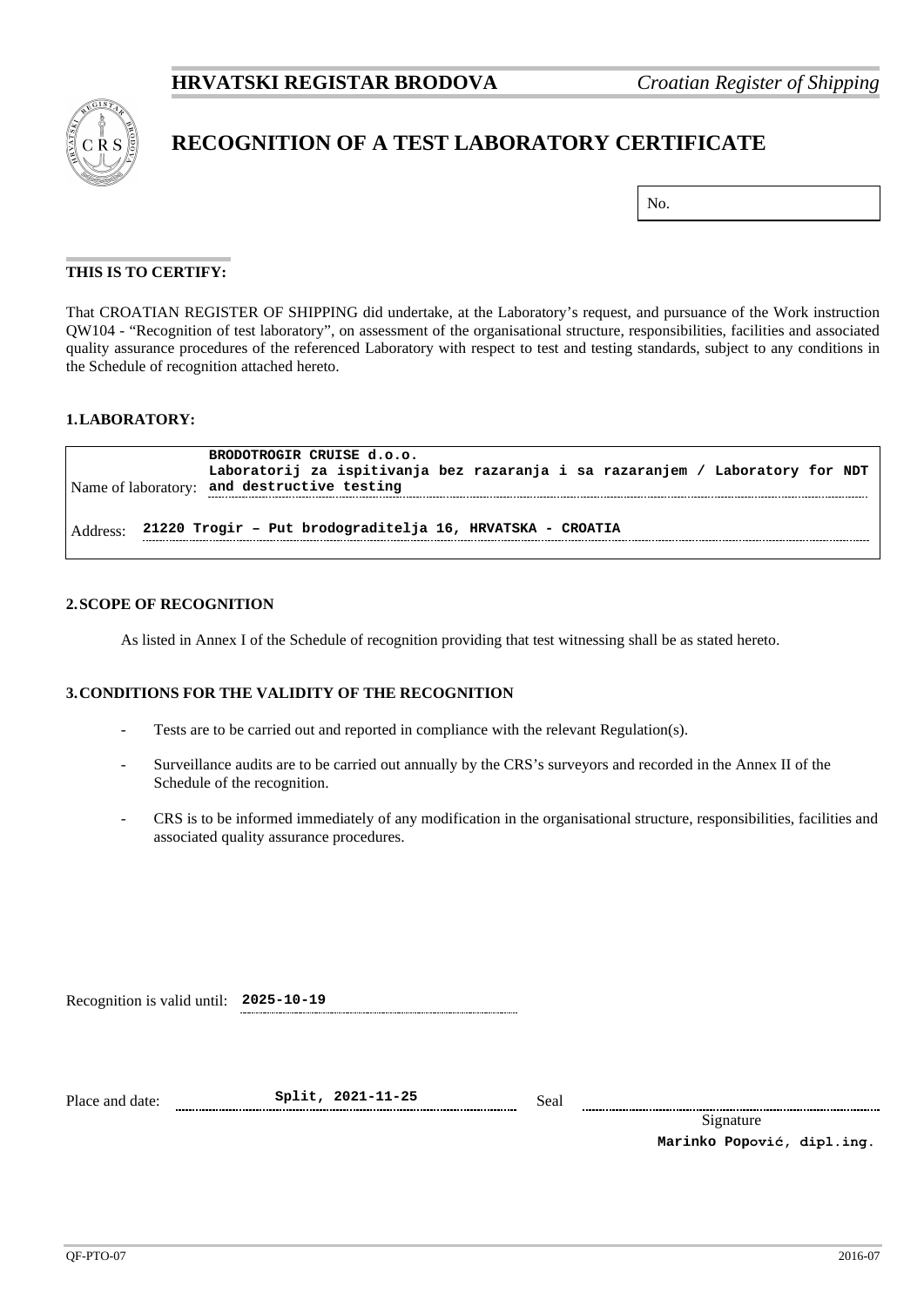**HRVATSKI REGISTAR BRODOVA** *Croatian Register of Shipping*

# RECOGNITION OF A TEST LABORATORY CERTIFICATE

No.

**THIS IS TO CERTIFY:**

That CROATIAN REGISTER OF SHIPPING did undertake, at the Laboratory's request, and pursuance of the Work instruction QW104 - "Recognition of test laboratory", on assessment of the organisational structure, responsibilities, facilities and associated quality assurance procedures of the referenced Laboratory with respect to test and testing standards, subject to any conditions in the Schedule of recognition attached hereto.

## 1. LABORATORY:

Name of laboratory: **BRODOTROGIR CRUISE d.o.o. Laboratorij za ispitivanja bez razaranja i sa razaranjem / Laboratory for NDT and destructive testing**

Address: **21220 Trogir – Put brodograditelja 16, HRVATSKA - CROATIA**

## 2. SCOPE OF RECOGNITION

As listed in Annex I of the Schedule of recognition providing that test witnessing shall be as stated hereto.

## 3. CONDITIONS FOR THE VALIDITY OF THE RECOGNITION

- Tests are to be carried out and reported in compliance with the relevant Regulation(s).
- Surveillance audits are to be carried out annually by the CRS's surveyors and recorded in the Annex II of the Schedule of the recognition.
- CRS is to be informed immediately of any modification in the organisational structure, responsibilities, facilities and associated quality assurance procedures.

Recognition is valid until: **2025-10-19**

Place and date: **Split, 2021-11-25**

Seal

Signature

**Marinko Popović, dipl.ing.**

QF-PTO-07 2016-07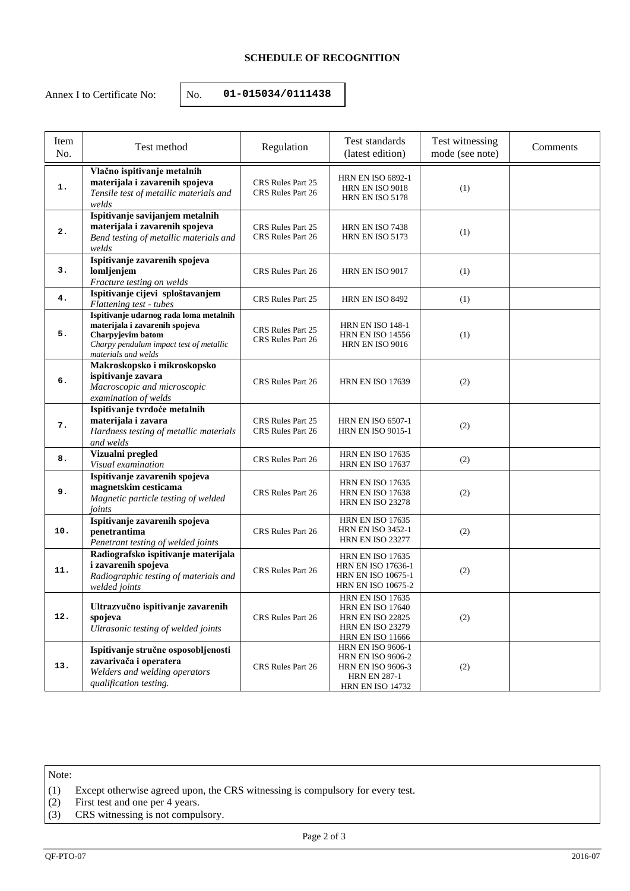## SCHEDULE OF RECOGNITION

Annex I to Certificate No: No. **01-015034/0111438**

| Item No. | Test method | Regulation | Test standards (latest edition) | Test witnessing mode (see note) | Comments |
|---|---|---|---|---|---|
| **1.** | **Vlačno ispitivanje metalnih materijala i zavarenih spojeva** *Tensile test of metallic materials and welds* | CRS Rules Part 25 CRS Rules Part 26 | HRN EN ISO 6892-1 HRN EN ISO 9018 HRN EN ISO 5178 | (1) | |
| **2.** | **Ispitivanje savijanjem metalnih materijala i zavarenih spojeva** *Bend testing of metallic materials and welds* | CRS Rules Part 25 CRS Rules Part 26 | HRN EN ISO 7438 HRN EN ISO 5173 | (1) | |
| **3.** | **Ispitivanje zavarenih spojeva lomljenjem** *Fracture testing on welds* | CRS Rules Part 26 | HRN EN ISO 9017 | (1) | |
| **4.** | **Ispitivanje cijevi sploštavanjem** *Flattening test - tubes* | CRS Rules Part 25 | HRN EN ISO 8492 | (1) | |
| **5.** | **Ispitivanje udarnog rada loma metalnih materijala i zavarenih spojeva Charpyjevim batom** *Charpy pendulum impact test of metallic materials and welds* | CRS Rules Part 25 CRS Rules Part 26 | HRN EN ISO 148-1 HRN EN ISO 14556 HRN EN ISO 9016 | (1) | |
| **6.** | **Makroskopsko i mikroskopsko ispitivanje zavara** *Macroscopic and microscopic examination of welds* | CRS Rules Part 26 | HRN EN ISO 17639 | (2) | |
| **7.** | **Ispitivanje tvrdoće metalnih materijala i zavara** *Hardness testing of metallic materials and welds* | CRS Rules Part 25 CRS Rules Part 26 | HRN EN ISO 6507-1 HRN EN ISO 9015-1 | (2) | |
| **8.** | **Vizualni pregled** *Visual examination* | CRS Rules Part 26 | HRN EN ISO 17635 HRN EN ISO 17637 | (2) | |
| **9.** | **Ispitivanje zavarenih spojeva magnetskim cesticama** *Magnetic particle testing of welded joints* | CRS Rules Part 26 | HRN EN ISO 17635 HRN EN ISO 17638 HRN EN ISO 23278 | (2) | |
| **10.** | **Ispitivanje zavarenih spojeva penetrantima** *Penetrant testing of welded joints* | CRS Rules Part 26 | HRN EN ISO 17635 HRN EN ISO 3452-1 HRN EN ISO 23277 | (2) | |
| **11.** | **Radiografsko ispitivanje materijala i zavarenih spojeva** *Radiographic testing of materials and welded joints* | CRS Rules Part 26 | HRN EN ISO 17635 HRN EN ISO 17636-1 HRN EN ISO 10675-1 HRN EN ISO 10675-2 | (2) | |
| **12.** | **Ultrazvučno ispitivanje zavarenih spojeva** *Ultrasonic testing of welded joints* | CRS Rules Part 26 | HRN EN ISO 17635 HRN EN ISO 17640 HRN EN ISO 22825 HRN EN ISO 23279 HRN EN ISO 11666 | (2) | |
| **13.** | **Ispitivanje stručne osposobljenosti zavarivača i operatera** *Welders and welding operators qualification testing.* | CRS Rules Part 26 | HRN EN ISO 9606-1 HRN EN ISO 9606-2 HRN EN ISO 9606-3 HRN EN 287-1 HRN EN ISO 14732 | (2) | |

Note:

(1) Except otherwise agreed upon, the CRS witnessing is compulsory for every test.
(2) First test and one per 4 years.
(3) CRS witnessing is not compulsory.

QF-PTO-07 2016-07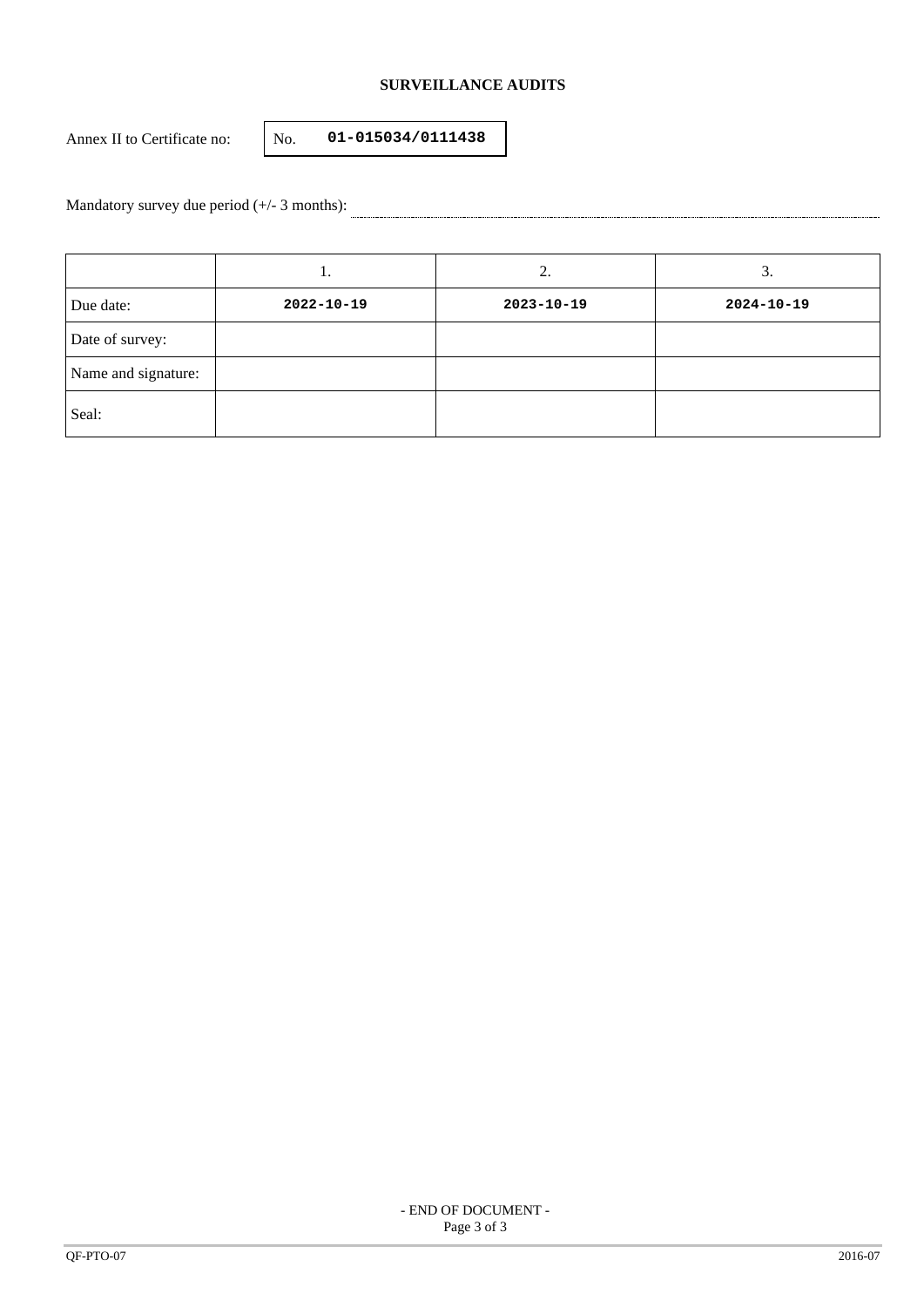## SURVEILLANCE AUDITS

Annex II to Certificate no: No. **01-015034/0111438**

Mandatory survey due period (+/- 3 months):

| | 1. | 2. | 3. |
|---|---|---|---|
| Due date: | **2022-10-19** | **2023-10-19** | **2024-10-19** |
| Date of survey: | | | |
| Name and signature: | | | |
| Seal: | | | |

- END OF DOCUMENT -